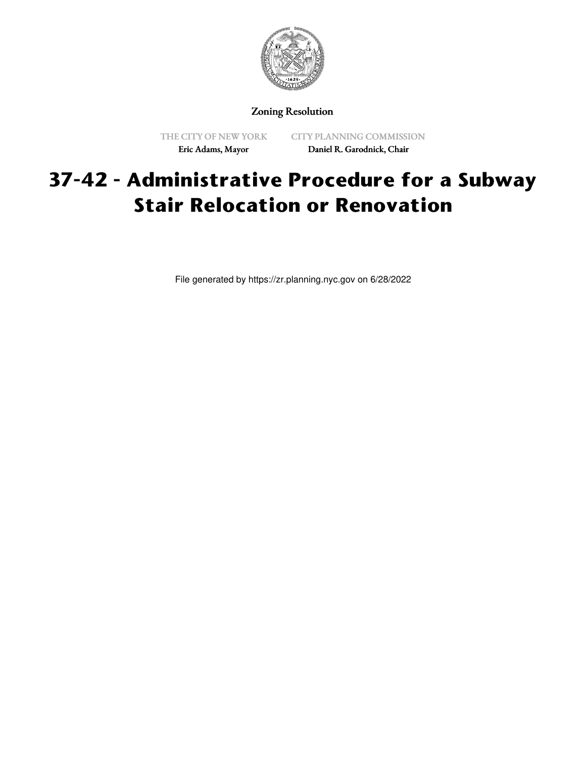Zoning Resolution

THE CITY OF NEW YORK
Eric Adams, Mayor

CITY PLANNING COMMISSION
Daniel R. Garodnick, Chair

# 37-42 - Administrative Procedure for a Subway Stair Relocation or Renovation

File generated by https://zr.planning.nyc.gov on 6/28/2022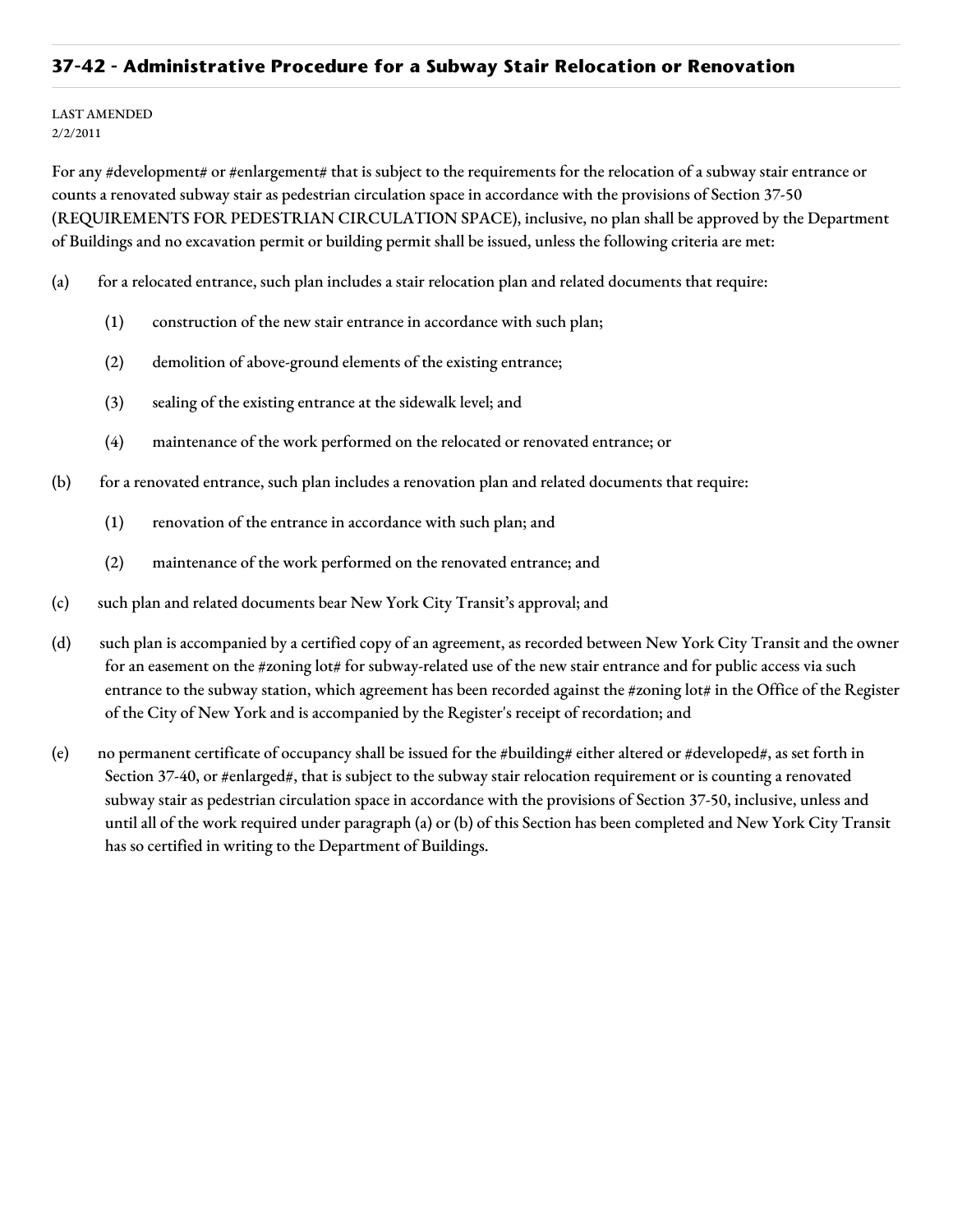## 37-42 - Administrative Procedure for a Subway Stair Relocation or Renovation

LAST AMENDED
2/2/2011

For any #development# or #enlargement# that is subject to the requirements for the relocation of a subway stair entrance or counts a renovated subway stair as pedestrian circulation space in accordance with the provisions of Section 37-50 (REQUIREMENTS FOR PEDESTRIAN CIRCULATION SPACE), inclusive, no plan shall be approved by the Department of Buildings and no excavation permit or building permit shall be issued, unless the following criteria are met:

(a) for a relocated entrance, such plan includes a stair relocation plan and related documents that require:

    (1) construction of the new stair entrance in accordance with such plan;

    (2) demolition of above-ground elements of the existing entrance;

    (3) sealing of the existing entrance at the sidewalk level; and

    (4) maintenance of the work performed on the relocated or renovated entrance; or

(b) for a renovated entrance, such plan includes a renovation plan and related documents that require:

    (1) renovation of the entrance in accordance with such plan; and

    (2) maintenance of the work performed on the renovated entrance; and

(c) such plan and related documents bear New York City Transit's approval; and

(d) such plan is accompanied by a certified copy of an agreement, as recorded between New York City Transit and the owner for an easement on the #zoning lot# for subway-related use of the new stair entrance and for public access via such entrance to the subway station, which agreement has been recorded against the #zoning lot# in the Office of the Register of the City of New York and is accompanied by the Register's receipt of recordation; and

(e) no permanent certificate of occupancy shall be issued for the #building# either altered or #developed#, as set forth in Section 37-40, or #enlarged#, that is subject to the subway stair relocation requirement or is counting a renovated subway stair as pedestrian circulation space in accordance with the provisions of Section 37-50, inclusive, unless and until all of the work required under paragraph (a) or (b) of this Section has been completed and New York City Transit has so certified in writing to the Department of Buildings.